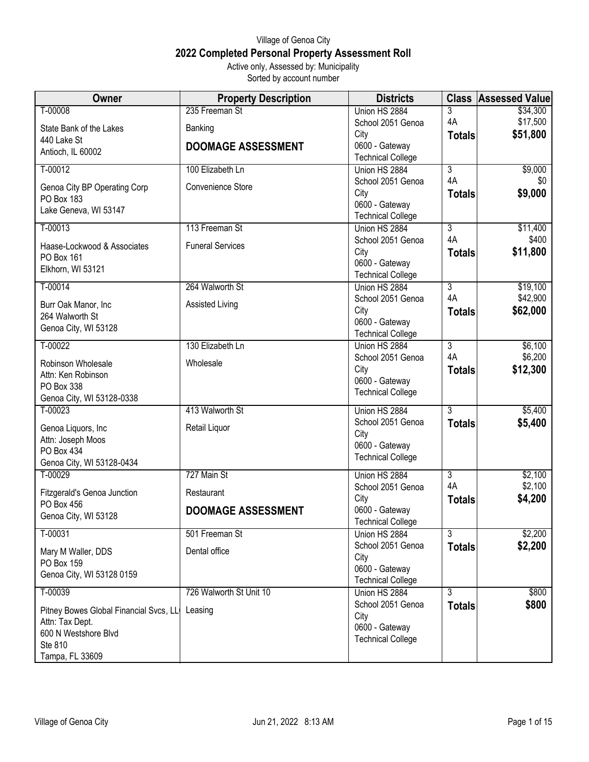Village of Genoa City

# 2022 Completed Personal Property Assessment Roll

Active only, Assessed by: Municipality

Sorted by account number

| Owner | Property Description | Districts | Class | Assessed Value |
|---|---|---|---|---|
| T-00008<br>State Bank of the Lakes<br>440 Lake St<br>Antioch, IL 60002 | 235 Freeman St<br>Banking<br>**DOOMAGE ASSESSMENT** | Union HS 2884<br>School 2051 Genoa City<br>0600 - Gateway Technical College | 3<br>4A<br>**Totals** | $34,300<br>$17,500<br>**$51,800** |
| T-00012<br>Genoa City BP Operating Corp<br>PO Box 183<br>Lake Geneva, WI 53147 | 100 Elizabeth Ln<br>Convenience Store | Union HS 2884<br>School 2051 Genoa City<br>0600 - Gateway Technical College | 3<br>4A<br>**Totals** | $9,000<br>$0<br>**$9,000** |
| T-00013<br>Haase-Lockwood & Associates<br>PO Box 161<br>Elkhorn, WI 53121 | 113 Freeman St<br>Funeral Services | Union HS 2884<br>School 2051 Genoa City<br>0600 - Gateway Technical College | 3<br>4A<br>**Totals** | $11,400<br>$400<br>**$11,800** |
| T-00014<br>Burr Oak Manor, Inc<br>264 Walworth St<br>Genoa City, WI 53128 | 264 Walworth St<br>Assisted Living | Union HS 2884<br>School 2051 Genoa City<br>0600 - Gateway Technical College | 3<br>4A<br>**Totals** | $19,100<br>$42,900<br>**$62,000** |
| T-00022<br>Robinson Wholesale<br>Attn: Ken Robinson<br>PO Box 338<br>Genoa City, WI 53128-0338 | 130 Elizabeth Ln<br>Wholesale | Union HS 2884<br>School 2051 Genoa City<br>0600 - Gateway Technical College | 3<br>4A<br>**Totals** | $6,100<br>$6,200<br>**$12,300** |
| T-00023<br>Genoa Liquors, Inc<br>Attn: Joseph Moos<br>PO Box 434<br>Genoa City, WI 53128-0434 | 413 Walworth St<br>Retail Liquor | Union HS 2884<br>School 2051 Genoa City<br>0600 - Gateway Technical College | 3<br>**Totals** | $5,400<br>**$5,400** |
| T-00029<br>Fitzgerald's Genoa Junction<br>PO Box 456<br>Genoa City, WI 53128 | 727 Main St<br>Restaurant<br>**DOOMAGE ASSESSMENT** | Union HS 2884<br>School 2051 Genoa City<br>0600 - Gateway Technical College | 3<br>4A<br>**Totals** | $2,100<br>$2,100<br>**$4,200** |
| T-00031<br>Mary M Waller, DDS<br>PO Box 159<br>Genoa City, WI 53128 0159 | 501 Freeman St<br>Dental office | Union HS 2884<br>School 2051 Genoa City<br>0600 - Gateway Technical College | 3<br>**Totals** | $2,200<br>**$2,200** |
| T-00039<br>Pitney Bowes Global Financial Svcs, LL<br>Attn: Tax Dept.<br>600 N Westshore Blvd<br>Ste 810<br>Tampa, FL 33609 | 726 Walworth St Unit 10<br>Leasing | Union HS 2884<br>School 2051 Genoa City<br>0600 - Gateway Technical College | 3<br>**Totals** | $800<br>**$800** |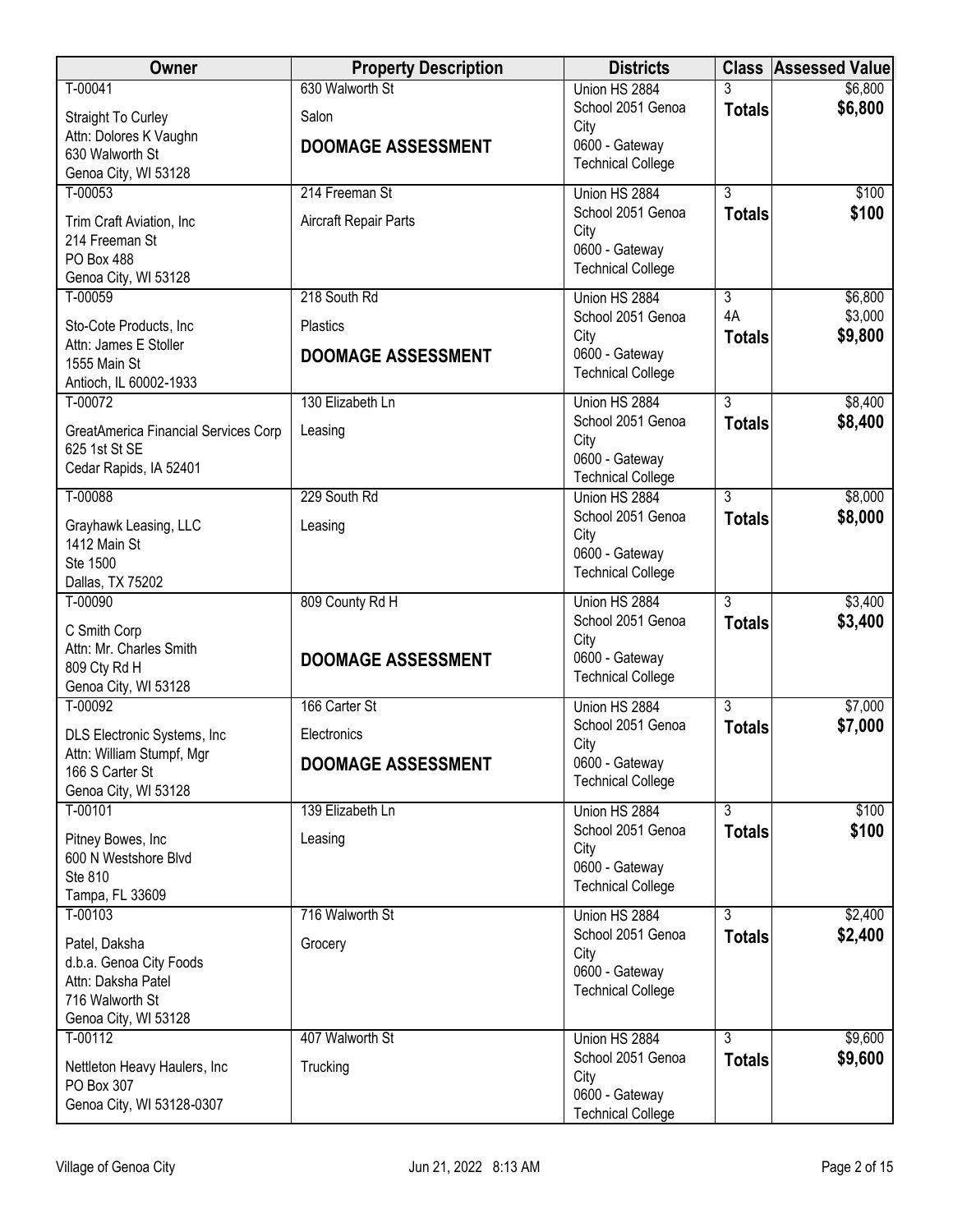| Owner | Property Description | Districts | Class | Assessed Value |
|---|---|---|---|---|
| T-00041<br>Straight To Curley<br>Attn: Dolores K Vaughn<br>630 Walworth St<br>Genoa City, WI 53128 | 630 Walworth St<br>Salon<br>**DOOMAGE ASSESSMENT** | Union HS 2884<br>School 2051 Genoa City<br>0600 - Gateway Technical College | 3<br>**Totals** | $6,800<br>**$6,800** |
| T-00053<br>Trim Craft Aviation, Inc<br>214 Freeman St<br>PO Box 488<br>Genoa City, WI 53128 | 214 Freeman St<br>Aircraft Repair Parts | Union HS 2884<br>School 2051 Genoa City<br>0600 - Gateway Technical College | 3<br>**Totals** | $100<br>**$100** |
| T-00059<br>Sto-Cote Products, Inc<br>Attn: James E Stoller<br>1555 Main St<br>Antioch, IL 60002-1933 | 218 South Rd<br>Plastics<br>**DOOMAGE ASSESSMENT** | Union HS 2884<br>School 2051 Genoa City<br>0600 - Gateway Technical College | 3<br>4A<br>**Totals** | $6,800<br>$3,000<br>**$9,800** |
| T-00072<br>GreatAmerica Financial Services Corp<br>625 1st St SE<br>Cedar Rapids, IA 52401 | 130 Elizabeth Ln<br>Leasing | Union HS 2884<br>School 2051 Genoa City<br>0600 - Gateway Technical College | 3<br>**Totals** | $8,400<br>**$8,400** |
| T-00088<br>Grayhawk Leasing, LLC<br>1412 Main St<br>Ste 1500<br>Dallas, TX 75202 | 229 South Rd<br>Leasing | Union HS 2884<br>School 2051 Genoa City<br>0600 - Gateway Technical College | 3<br>**Totals** | $8,000<br>**$8,000** |
| T-00090<br>C Smith Corp<br>Attn: Mr. Charles Smith<br>809 Cty Rd H<br>Genoa City, WI 53128 | 809 County Rd H<br>**DOOMAGE ASSESSMENT** | Union HS 2884<br>School 2051 Genoa City<br>0600 - Gateway Technical College | 3<br>**Totals** | $3,400<br>**$3,400** |
| T-00092<br>DLS Electronic Systems, Inc<br>Attn: William Stumpf, Mgr<br>166 S Carter St<br>Genoa City, WI 53128 | 166 Carter St<br>Electronics<br>**DOOMAGE ASSESSMENT** | Union HS 2884<br>School 2051 Genoa City<br>0600 - Gateway Technical College | 3<br>**Totals** | $7,000<br>**$7,000** |
| T-00101<br>Pitney Bowes, Inc<br>600 N Westshore Blvd<br>Ste 810<br>Tampa, FL 33609 | 139 Elizabeth Ln<br>Leasing | Union HS 2884<br>School 2051 Genoa City<br>0600 - Gateway Technical College | 3<br>**Totals** | $100<br>**$100** |
| T-00103<br>Patel, Daksha<br>d.b.a. Genoa City Foods<br>Attn: Daksha Patel<br>716 Walworth St<br>Genoa City, WI 53128 | 716 Walworth St<br>Grocery | Union HS 2884<br>School 2051 Genoa City<br>0600 - Gateway Technical College | 3<br>**Totals** | $2,400<br>**$2,400** |
| T-00112<br>Nettleton Heavy Haulers, Inc<br>PO Box 307<br>Genoa City, WI 53128-0307 | 407 Walworth St<br>Trucking | Union HS 2884<br>School 2051 Genoa City<br>0600 - Gateway Technical College | 3<br>**Totals** | $9,600<br>**$9,600** |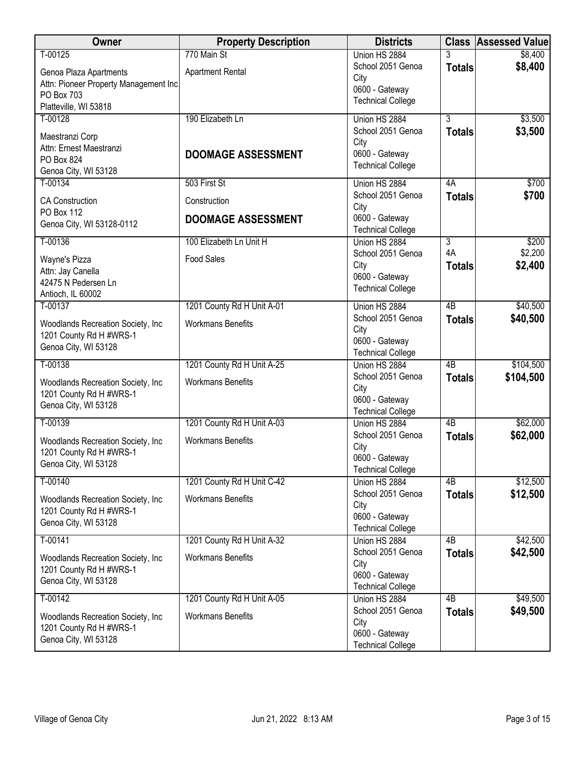| Owner | Property Description | Districts | Class | Assessed Value |
|---|---|---|---|---|
| T-00125<br>Genoa Plaza Apartments<br>Attn: Pioneer Property Management Inc<br>PO Box 703<br>Platteville, WI 53818 | 770 Main St<br>Apartment Rental | Union HS 2884<br>School 2051 Genoa City<br>0600 - Gateway Technical College | 3<br>**Totals** | $8,400<br>**$8,400** |
| T-00128<br>Maestranzi Corp<br>Attn: Ernest Maestranzi<br>PO Box 824<br>Genoa City, WI 53128 | 190 Elizabeth Ln<br>**DOOMAGE ASSESSMENT** | Union HS 2884<br>School 2051 Genoa City<br>0600 - Gateway Technical College | 3<br>**Totals** | $3,500<br>**$3,500** |
| T-00134<br>CA Construction<br>PO Box 112<br>Genoa City, WI 53128-0112 | 503 First St<br>Construction<br>**DOOMAGE ASSESSMENT** | Union HS 2884<br>School 2051 Genoa City<br>0600 - Gateway Technical College | 4A<br>**Totals** | $700<br>**$700** |
| T-00136<br>Wayne's Pizza<br>Attn: Jay Canella<br>42475 N Pedersen Ln<br>Antioch, IL 60002 | 100 Elizabeth Ln Unit H<br>Food Sales | Union HS 2884<br>School 2051 Genoa City<br>0600 - Gateway Technical College | 3<br>4A<br>**Totals** | $200<br>$2,200<br>**$2,400** |
| T-00137<br>Woodlands Recreation Society, Inc<br>1201 County Rd H #WRS-1<br>Genoa City, WI 53128 | 1201 County Rd H Unit A-01<br>Workmans Benefits | Union HS 2884<br>School 2051 Genoa City<br>0600 - Gateway Technical College | 4B<br>**Totals** | $40,500<br>**$40,500** |
| T-00138<br>Woodlands Recreation Society, Inc<br>1201 County Rd H #WRS-1<br>Genoa City, WI 53128 | 1201 County Rd H Unit A-25<br>Workmans Benefits | Union HS 2884<br>School 2051 Genoa City<br>0600 - Gateway Technical College | 4B<br>**Totals** | $104,500<br>**$104,500** |
| T-00139<br>Woodlands Recreation Society, Inc<br>1201 County Rd H #WRS-1<br>Genoa City, WI 53128 | 1201 County Rd H Unit A-03<br>Workmans Benefits | Union HS 2884<br>School 2051 Genoa City<br>0600 - Gateway Technical College | 4B<br>**Totals** | $62,000<br>**$62,000** |
| T-00140<br>Woodlands Recreation Society, Inc<br>1201 County Rd H #WRS-1<br>Genoa City, WI 53128 | 1201 County Rd H Unit C-42<br>Workmans Benefits | Union HS 2884<br>School 2051 Genoa City<br>0600 - Gateway Technical College | 4B<br>**Totals** | $12,500<br>**$12,500** |
| T-00141<br>Woodlands Recreation Society, Inc<br>1201 County Rd H #WRS-1<br>Genoa City, WI 53128 | 1201 County Rd H Unit A-32<br>Workmans Benefits | Union HS 2884<br>School 2051 Genoa City<br>0600 - Gateway Technical College | 4B<br>**Totals** | $42,500<br>**$42,500** |
| T-00142<br>Woodlands Recreation Society, Inc<br>1201 County Rd H #WRS-1<br>Genoa City, WI 53128 | 1201 County Rd H Unit A-05<br>Workmans Benefits | Union HS 2884<br>School 2051 Genoa City<br>0600 - Gateway Technical College | 4B<br>**Totals** | $49,500<br>**$49,500** |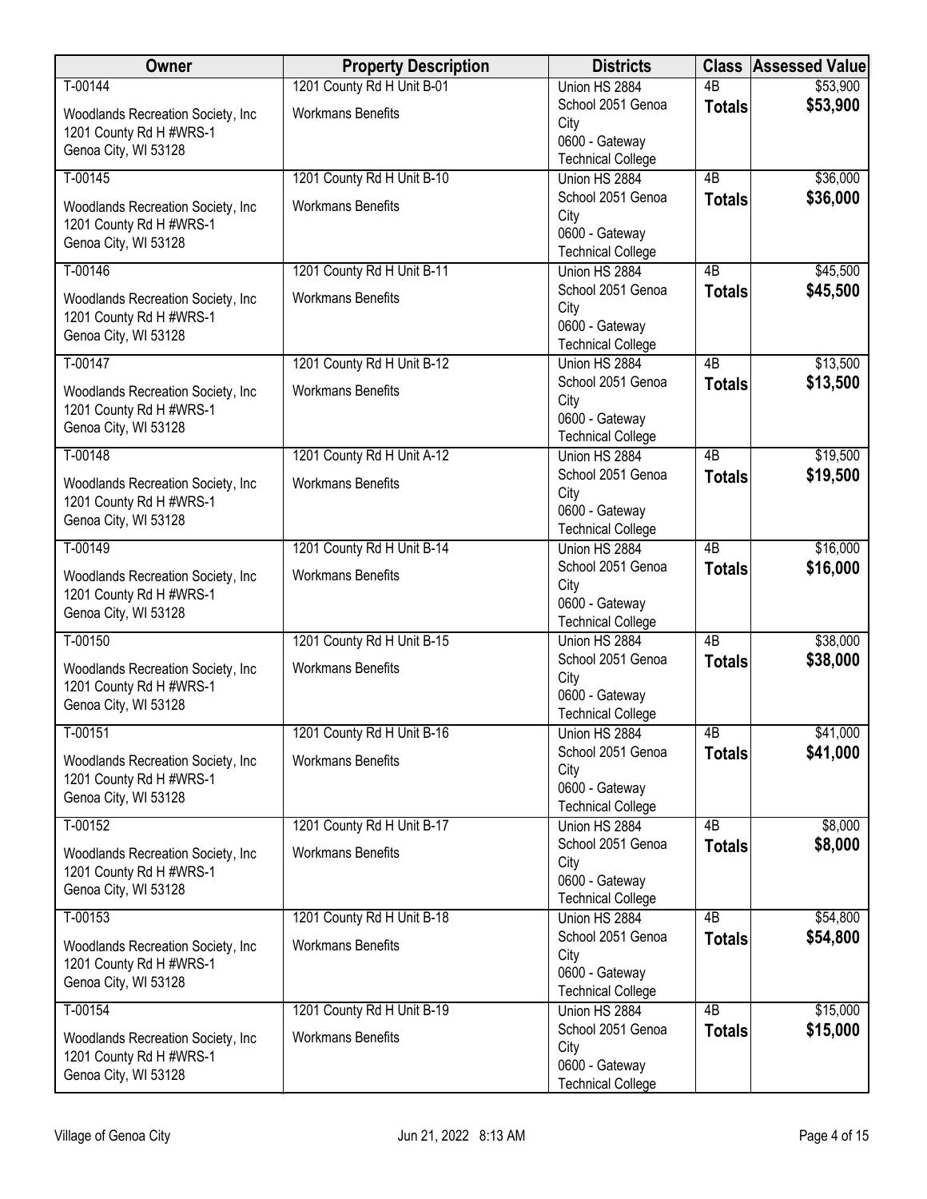| Owner | Property Description | Districts | Class | Assessed Value |
|---|---|---|---|---|
| T-00144<br>Woodlands Recreation Society, Inc<br>1201 County Rd H #WRS-1<br>Genoa City, WI 53128 | 1201 County Rd H Unit B-01<br>Workmans Benefits | Union HS 2884<br>School 2051 Genoa City<br>0600 - Gateway Technical College | 4B<br>**Totals** | $53,900<br>**$53,900** |
| T-00145<br>Woodlands Recreation Society, Inc<br>1201 County Rd H #WRS-1<br>Genoa City, WI 53128 | 1201 County Rd H Unit B-10<br>Workmans Benefits | Union HS 2884<br>School 2051 Genoa City<br>0600 - Gateway Technical College | 4B<br>**Totals** | $36,000<br>**$36,000** |
| T-00146<br>Woodlands Recreation Society, Inc<br>1201 County Rd H #WRS-1<br>Genoa City, WI 53128 | 1201 County Rd H Unit B-11<br>Workmans Benefits | Union HS 2884<br>School 2051 Genoa City<br>0600 - Gateway Technical College | 4B<br>**Totals** | $45,500<br>**$45,500** |
| T-00147<br>Woodlands Recreation Society, Inc<br>1201 County Rd H #WRS-1<br>Genoa City, WI 53128 | 1201 County Rd H Unit B-12<br>Workmans Benefits | Union HS 2884<br>School 2051 Genoa City<br>0600 - Gateway Technical College | 4B<br>**Totals** | $13,500<br>**$13,500** |
| T-00148<br>Woodlands Recreation Society, Inc<br>1201 County Rd H #WRS-1<br>Genoa City, WI 53128 | 1201 County Rd H Unit A-12<br>Workmans Benefits | Union HS 2884<br>School 2051 Genoa City<br>0600 - Gateway Technical College | 4B<br>**Totals** | $19,500<br>**$19,500** |
| T-00149<br>Woodlands Recreation Society, Inc<br>1201 County Rd H #WRS-1<br>Genoa City, WI 53128 | 1201 County Rd H Unit B-14<br>Workmans Benefits | Union HS 2884<br>School 2051 Genoa City<br>0600 - Gateway Technical College | 4B<br>**Totals** | $16,000<br>**$16,000** |
| T-00150<br>Woodlands Recreation Society, Inc<br>1201 County Rd H #WRS-1<br>Genoa City, WI 53128 | 1201 County Rd H Unit B-15<br>Workmans Benefits | Union HS 2884<br>School 2051 Genoa City<br>0600 - Gateway Technical College | 4B<br>**Totals** | $38,000<br>**$38,000** |
| T-00151<br>Woodlands Recreation Society, Inc<br>1201 County Rd H #WRS-1<br>Genoa City, WI 53128 | 1201 County Rd H Unit B-16<br>Workmans Benefits | Union HS 2884<br>School 2051 Genoa City<br>0600 - Gateway Technical College | 4B<br>**Totals** | $41,000<br>**$41,000** |
| T-00152<br>Woodlands Recreation Society, Inc<br>1201 County Rd H #WRS-1<br>Genoa City, WI 53128 | 1201 County Rd H Unit B-17<br>Workmans Benefits | Union HS 2884<br>School 2051 Genoa City<br>0600 - Gateway Technical College | 4B<br>**Totals** | $8,000<br>**$8,000** |
| T-00153<br>Woodlands Recreation Society, Inc<br>1201 County Rd H #WRS-1<br>Genoa City, WI 53128 | 1201 County Rd H Unit B-18<br>Workmans Benefits | Union HS 2884<br>School 2051 Genoa City<br>0600 - Gateway Technical College | 4B<br>**Totals** | $54,800<br>**$54,800** |
| T-00154<br>Woodlands Recreation Society, Inc<br>1201 County Rd H #WRS-1<br>Genoa City, WI 53128 | 1201 County Rd H Unit B-19<br>Workmans Benefits | Union HS 2884<br>School 2051 Genoa City<br>0600 - Gateway Technical College | 4B<br>**Totals** | $15,000<br>**$15,000** |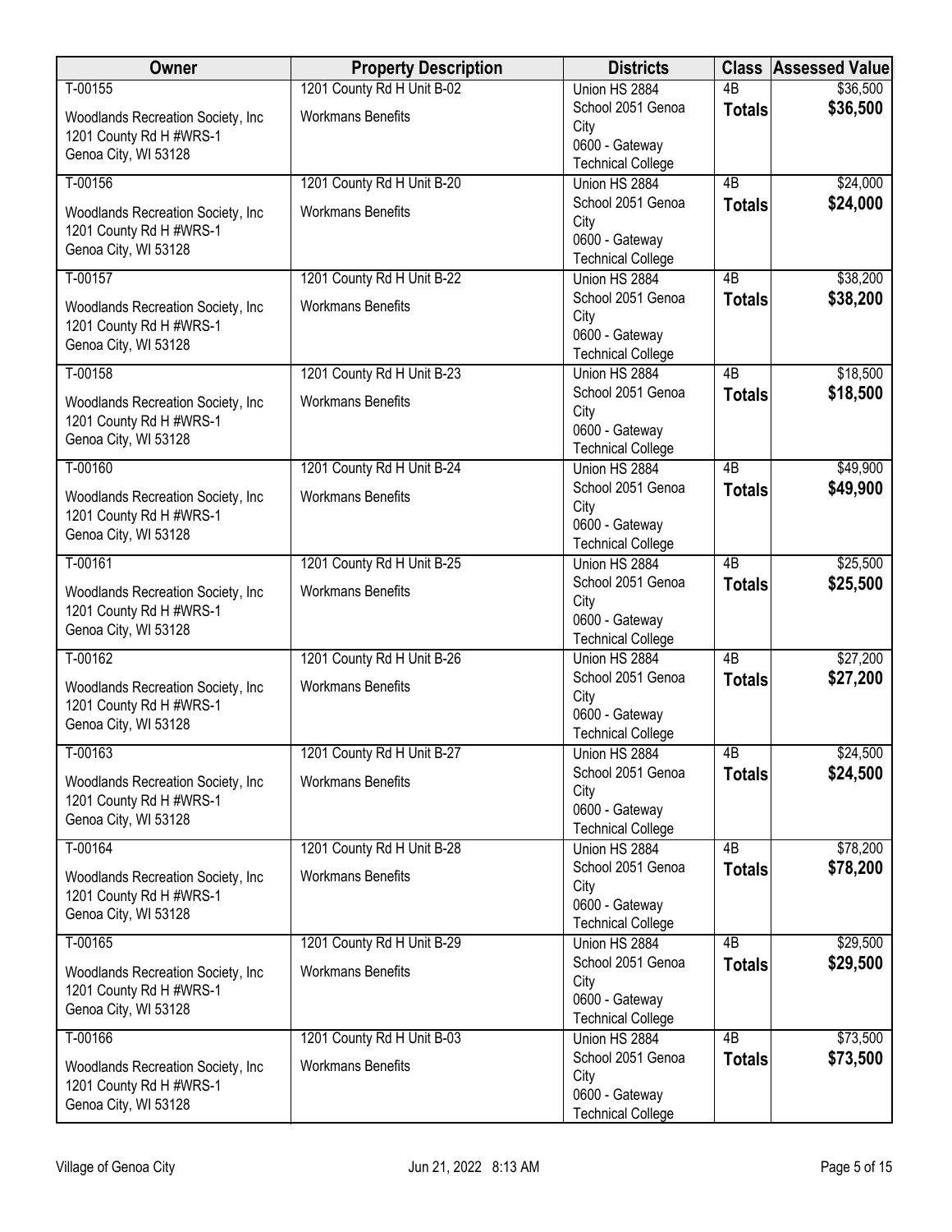| Owner | Property Description | Districts | Class | Assessed Value |
|---|---|---|---|---|
| T-00155<br>Woodlands Recreation Society, Inc<br>1201 County Rd H #WRS-1<br>Genoa City, WI 53128 | 1201 County Rd H Unit B-02<br>Workmans Benefits | Union HS 2884<br>School 2051 Genoa City<br>0600 - Gateway Technical College | 4B<br>**Totals** | $36,500<br>**$36,500** |
| T-00156<br>Woodlands Recreation Society, Inc<br>1201 County Rd H #WRS-1<br>Genoa City, WI 53128 | 1201 County Rd H Unit B-20<br>Workmans Benefits | Union HS 2884<br>School 2051 Genoa City<br>0600 - Gateway Technical College | 4B<br>**Totals** | $24,000<br>**$24,000** |
| T-00157<br>Woodlands Recreation Society, Inc<br>1201 County Rd H #WRS-1<br>Genoa City, WI 53128 | 1201 County Rd H Unit B-22<br>Workmans Benefits | Union HS 2884<br>School 2051 Genoa City<br>0600 - Gateway Technical College | 4B<br>**Totals** | $38,200<br>**$38,200** |
| T-00158<br>Woodlands Recreation Society, Inc<br>1201 County Rd H #WRS-1<br>Genoa City, WI 53128 | 1201 County Rd H Unit B-23<br>Workmans Benefits | Union HS 2884<br>School 2051 Genoa City<br>0600 - Gateway Technical College | 4B<br>**Totals** | $18,500<br>**$18,500** |
| T-00160<br>Woodlands Recreation Society, Inc<br>1201 County Rd H #WRS-1<br>Genoa City, WI 53128 | 1201 County Rd H Unit B-24<br>Workmans Benefits | Union HS 2884<br>School 2051 Genoa City<br>0600 - Gateway Technical College | 4B<br>**Totals** | $49,900<br>**$49,900** |
| T-00161<br>Woodlands Recreation Society, Inc<br>1201 County Rd H #WRS-1<br>Genoa City, WI 53128 | 1201 County Rd H Unit B-25<br>Workmans Benefits | Union HS 2884<br>School 2051 Genoa City<br>0600 - Gateway Technical College | 4B<br>**Totals** | $25,500<br>**$25,500** |
| T-00162<br>Woodlands Recreation Society, Inc<br>1201 County Rd H #WRS-1<br>Genoa City, WI 53128 | 1201 County Rd H Unit B-26<br>Workmans Benefits | Union HS 2884<br>School 2051 Genoa City<br>0600 - Gateway Technical College | 4B<br>**Totals** | $27,200<br>**$27,200** |
| T-00163<br>Woodlands Recreation Society, Inc<br>1201 County Rd H #WRS-1<br>Genoa City, WI 53128 | 1201 County Rd H Unit B-27<br>Workmans Benefits | Union HS 2884<br>School 2051 Genoa City<br>0600 - Gateway Technical College | 4B<br>**Totals** | $24,500<br>**$24,500** |
| T-00164<br>Woodlands Recreation Society, Inc<br>1201 County Rd H #WRS-1<br>Genoa City, WI 53128 | 1201 County Rd H Unit B-28<br>Workmans Benefits | Union HS 2884<br>School 2051 Genoa City<br>0600 - Gateway Technical College | 4B<br>**Totals** | $78,200<br>**$78,200** |
| T-00165<br>Woodlands Recreation Society, Inc<br>1201 County Rd H #WRS-1<br>Genoa City, WI 53128 | 1201 County Rd H Unit B-29<br>Workmans Benefits | Union HS 2884<br>School 2051 Genoa City<br>0600 - Gateway Technical College | 4B<br>**Totals** | $29,500<br>**$29,500** |
| T-00166<br>Woodlands Recreation Society, Inc<br>1201 County Rd H #WRS-1<br>Genoa City, WI 53128 | 1201 County Rd H Unit B-03<br>Workmans Benefits | Union HS 2884<br>School 2051 Genoa City<br>0600 - Gateway Technical College | 4B<br>**Totals** | $73,500<br>**$73,500** |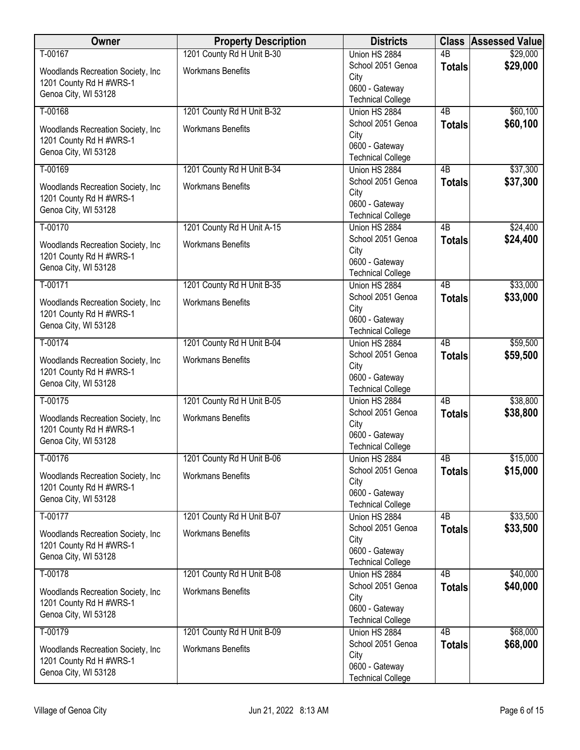| Owner | Property Description | Districts | Class | Assessed Value |
|---|---|---|---|---|
| T-00167<br>Woodlands Recreation Society, Inc<br>1201 County Rd H #WRS-1<br>Genoa City, WI 53128 | 1201 County Rd H Unit B-30<br>Workmans Benefits | Union HS 2884<br>School 2051 Genoa City<br>0600 - Gateway Technical College | 4B<br>**Totals** | $29,000<br>**$29,000** |
| T-00168<br>Woodlands Recreation Society, Inc<br>1201 County Rd H #WRS-1<br>Genoa City, WI 53128 | 1201 County Rd H Unit B-32<br>Workmans Benefits | Union HS 2884<br>School 2051 Genoa City<br>0600 - Gateway Technical College | 4B<br>**Totals** | $60,100<br>**$60,100** |
| T-00169<br>Woodlands Recreation Society, Inc<br>1201 County Rd H #WRS-1<br>Genoa City, WI 53128 | 1201 County Rd H Unit B-34<br>Workmans Benefits | Union HS 2884<br>School 2051 Genoa City<br>0600 - Gateway Technical College | 4B<br>**Totals** | $37,300<br>**$37,300** |
| T-00170<br>Woodlands Recreation Society, Inc<br>1201 County Rd H #WRS-1<br>Genoa City, WI 53128 | 1201 County Rd H Unit A-15<br>Workmans Benefits | Union HS 2884<br>School 2051 Genoa City<br>0600 - Gateway Technical College | 4B<br>**Totals** | $24,400<br>**$24,400** |
| T-00171<br>Woodlands Recreation Society, Inc<br>1201 County Rd H #WRS-1<br>Genoa City, WI 53128 | 1201 County Rd H Unit B-35<br>Workmans Benefits | Union HS 2884<br>School 2051 Genoa City<br>0600 - Gateway Technical College | 4B<br>**Totals** | $33,000<br>**$33,000** |
| T-00174<br>Woodlands Recreation Society, Inc<br>1201 County Rd H #WRS-1<br>Genoa City, WI 53128 | 1201 County Rd H Unit B-04<br>Workmans Benefits | Union HS 2884<br>School 2051 Genoa City<br>0600 - Gateway Technical College | 4B<br>**Totals** | $59,500<br>**$59,500** |
| T-00175<br>Woodlands Recreation Society, Inc<br>1201 County Rd H #WRS-1<br>Genoa City, WI 53128 | 1201 County Rd H Unit B-05<br>Workmans Benefits | Union HS 2884<br>School 2051 Genoa City<br>0600 - Gateway Technical College | 4B<br>**Totals** | $38,800<br>**$38,800** |
| T-00176<br>Woodlands Recreation Society, Inc<br>1201 County Rd H #WRS-1<br>Genoa City, WI 53128 | 1201 County Rd H Unit B-06<br>Workmans Benefits | Union HS 2884<br>School 2051 Genoa City<br>0600 - Gateway Technical College | 4B<br>**Totals** | $15,000<br>**$15,000** |
| T-00177<br>Woodlands Recreation Society, Inc<br>1201 County Rd H #WRS-1<br>Genoa City, WI 53128 | 1201 County Rd H Unit B-07<br>Workmans Benefits | Union HS 2884<br>School 2051 Genoa City<br>0600 - Gateway Technical College | 4B<br>**Totals** | $33,500<br>**$33,500** |
| T-00178<br>Woodlands Recreation Society, Inc<br>1201 County Rd H #WRS-1<br>Genoa City, WI 53128 | 1201 County Rd H Unit B-08<br>Workmans Benefits | Union HS 2884<br>School 2051 Genoa City<br>0600 - Gateway Technical College | 4B<br>**Totals** | $40,000<br>**$40,000** |
| T-00179<br>Woodlands Recreation Society, Inc<br>1201 County Rd H #WRS-1<br>Genoa City, WI 53128 | 1201 County Rd H Unit B-09<br>Workmans Benefits | Union HS 2884<br>School 2051 Genoa City<br>0600 - Gateway Technical College | 4B<br>**Totals** | $68,000<br>**$68,000** |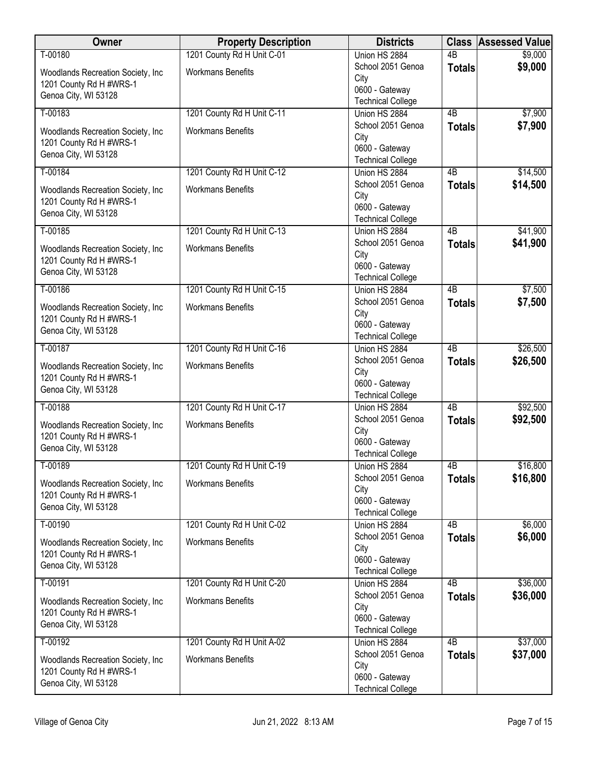| Owner | Property Description | Districts | Class | Assessed Value |
|---|---|---|---|---|
| T-00180<br>Woodlands Recreation Society, Inc<br>1201 County Rd H #WRS-1<br>Genoa City, WI 53128 | 1201 County Rd H Unit C-01<br>Workmans Benefits | Union HS 2884<br>School 2051 Genoa City<br>0600 - Gateway Technical College | 4B<br>**Totals** | $9,000<br>**$9,000** |
| T-00183<br>Woodlands Recreation Society, Inc<br>1201 County Rd H #WRS-1<br>Genoa City, WI 53128 | 1201 County Rd H Unit C-11<br>Workmans Benefits | Union HS 2884<br>School 2051 Genoa City<br>0600 - Gateway Technical College | 4B<br>**Totals** | $7,900<br>**$7,900** |
| T-00184<br>Woodlands Recreation Society, Inc<br>1201 County Rd H #WRS-1<br>Genoa City, WI 53128 | 1201 County Rd H Unit C-12<br>Workmans Benefits | Union HS 2884<br>School 2051 Genoa City<br>0600 - Gateway Technical College | 4B<br>**Totals** | $14,500<br>**$14,500** |
| T-00185<br>Woodlands Recreation Society, Inc<br>1201 County Rd H #WRS-1<br>Genoa City, WI 53128 | 1201 County Rd H Unit C-13<br>Workmans Benefits | Union HS 2884<br>School 2051 Genoa City<br>0600 - Gateway Technical College | 4B<br>**Totals** | $41,900<br>**$41,900** |
| T-00186<br>Woodlands Recreation Society, Inc<br>1201 County Rd H #WRS-1<br>Genoa City, WI 53128 | 1201 County Rd H Unit C-15<br>Workmans Benefits | Union HS 2884<br>School 2051 Genoa City<br>0600 - Gateway Technical College | 4B<br>**Totals** | $7,500<br>**$7,500** |
| T-00187<br>Woodlands Recreation Society, Inc<br>1201 County Rd H #WRS-1<br>Genoa City, WI 53128 | 1201 County Rd H Unit C-16<br>Workmans Benefits | Union HS 2884<br>School 2051 Genoa City<br>0600 - Gateway Technical College | 4B<br>**Totals** | $26,500<br>**$26,500** |
| T-00188<br>Woodlands Recreation Society, Inc<br>1201 County Rd H #WRS-1<br>Genoa City, WI 53128 | 1201 County Rd H Unit C-17<br>Workmans Benefits | Union HS 2884<br>School 2051 Genoa City<br>0600 - Gateway Technical College | 4B<br>**Totals** | $92,500<br>**$92,500** |
| T-00189<br>Woodlands Recreation Society, Inc<br>1201 County Rd H #WRS-1<br>Genoa City, WI 53128 | 1201 County Rd H Unit C-19<br>Workmans Benefits | Union HS 2884<br>School 2051 Genoa City<br>0600 - Gateway Technical College | 4B<br>**Totals** | $16,800<br>**$16,800** |
| T-00190<br>Woodlands Recreation Society, Inc<br>1201 County Rd H #WRS-1<br>Genoa City, WI 53128 | 1201 County Rd H Unit C-02<br>Workmans Benefits | Union HS 2884<br>School 2051 Genoa City<br>0600 - Gateway Technical College | 4B<br>**Totals** | $6,000<br>**$6,000** |
| T-00191<br>Woodlands Recreation Society, Inc<br>1201 County Rd H #WRS-1<br>Genoa City, WI 53128 | 1201 County Rd H Unit C-20<br>Workmans Benefits | Union HS 2884<br>School 2051 Genoa City<br>0600 - Gateway Technical College | 4B<br>**Totals** | $36,000<br>**$36,000** |
| T-00192<br>Woodlands Recreation Society, Inc<br>1201 County Rd H #WRS-1<br>Genoa City, WI 53128 | 1201 County Rd H Unit A-02<br>Workmans Benefits | Union HS 2884<br>School 2051 Genoa City<br>0600 - Gateway Technical College | 4B<br>**Totals** | $37,000<br>**$37,000** |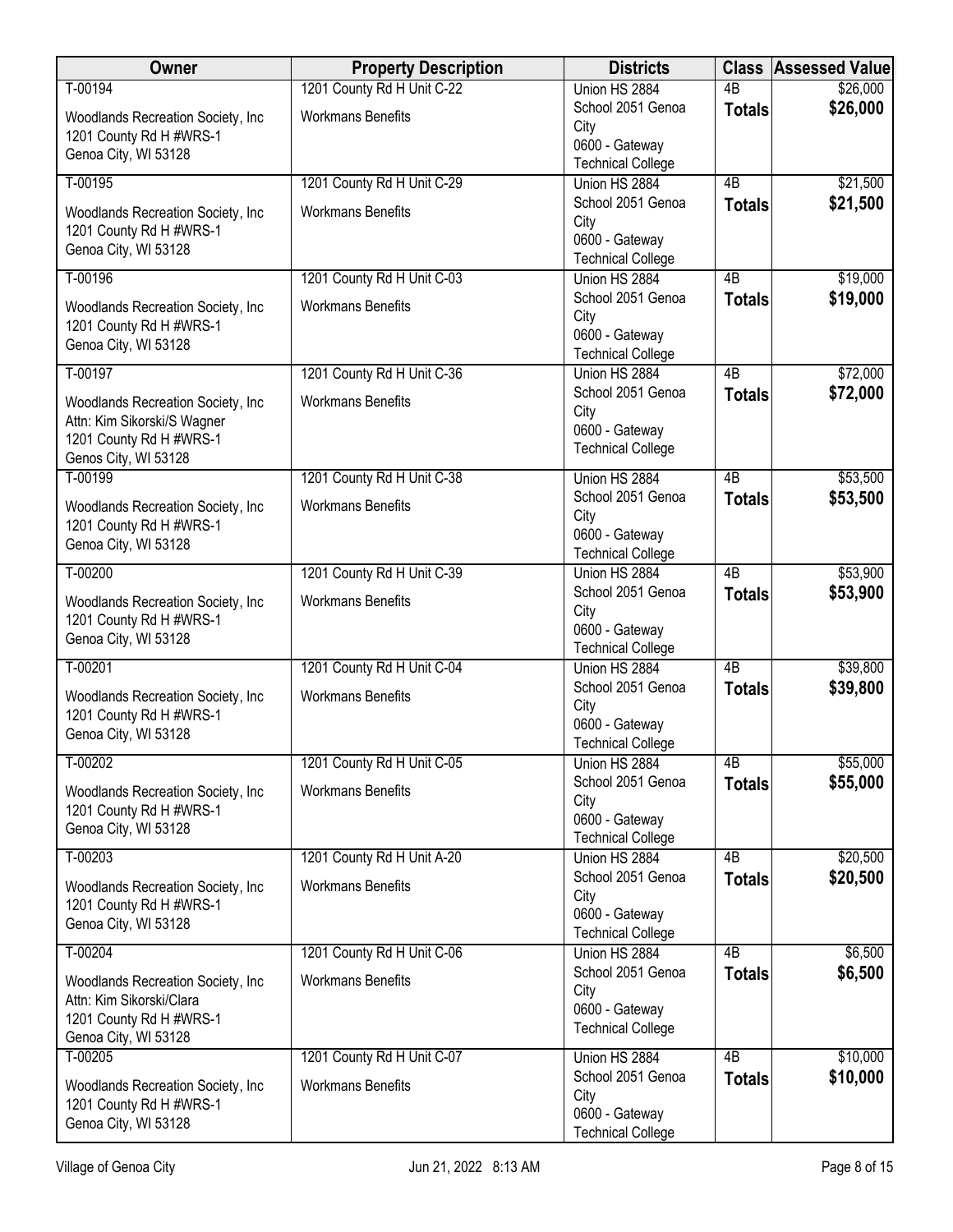| Owner | Property Description | Districts | Class | Assessed Value |
|---|---|---|---|---|
| T-00194<br>Woodlands Recreation Society, Inc<br>1201 County Rd H #WRS-1<br>Genoa City, WI 53128 | 1201 County Rd H Unit C-22<br>Workmans Benefits | Union HS 2884<br>School 2051 Genoa City<br>0600 - Gateway Technical College | 4B<br>**Totals** | $26,000<br>**$26,000** |
| T-00195<br>Woodlands Recreation Society, Inc<br>1201 County Rd H #WRS-1<br>Genoa City, WI 53128 | 1201 County Rd H Unit C-29<br>Workmans Benefits | Union HS 2884<br>School 2051 Genoa City<br>0600 - Gateway Technical College | 4B<br>**Totals** | $21,500<br>**$21,500** |
| T-00196<br>Woodlands Recreation Society, Inc<br>1201 County Rd H #WRS-1<br>Genoa City, WI 53128 | 1201 County Rd H Unit C-03<br>Workmans Benefits | Union HS 2884<br>School 2051 Genoa City<br>0600 - Gateway Technical College | 4B<br>**Totals** | $19,000<br>**$19,000** |
| T-00197<br>Woodlands Recreation Society, Inc<br>Attn: Kim Sikorski/S Wagner<br>1201 County Rd H #WRS-1<br>Genos City, WI 53128 | 1201 County Rd H Unit C-36<br>Workmans Benefits | Union HS 2884<br>School 2051 Genoa City<br>0600 - Gateway Technical College | 4B<br>**Totals** | $72,000<br>**$72,000** |
| T-00199<br>Woodlands Recreation Society, Inc<br>1201 County Rd H #WRS-1<br>Genoa City, WI 53128 | 1201 County Rd H Unit C-38<br>Workmans Benefits | Union HS 2884<br>School 2051 Genoa City<br>0600 - Gateway Technical College | 4B<br>**Totals** | $53,500<br>**$53,500** |
| T-00200<br>Woodlands Recreation Society, Inc<br>1201 County Rd H #WRS-1<br>Genoa City, WI 53128 | 1201 County Rd H Unit C-39<br>Workmans Benefits | Union HS 2884<br>School 2051 Genoa City<br>0600 - Gateway Technical College | 4B<br>**Totals** | $53,900<br>**$53,900** |
| T-00201<br>Woodlands Recreation Society, Inc<br>1201 County Rd H #WRS-1<br>Genoa City, WI 53128 | 1201 County Rd H Unit C-04<br>Workmans Benefits | Union HS 2884<br>School 2051 Genoa City<br>0600 - Gateway Technical College | 4B<br>**Totals** | $39,800<br>**$39,800** |
| T-00202<br>Woodlands Recreation Society, Inc<br>1201 County Rd H #WRS-1<br>Genoa City, WI 53128 | 1201 County Rd H Unit C-05<br>Workmans Benefits | Union HS 2884<br>School 2051 Genoa City<br>0600 - Gateway Technical College | 4B<br>**Totals** | $55,000<br>**$55,000** |
| T-00203<br>Woodlands Recreation Society, Inc<br>1201 County Rd H #WRS-1<br>Genoa City, WI 53128 | 1201 County Rd H Unit A-20<br>Workmans Benefits | Union HS 2884<br>School 2051 Genoa City<br>0600 - Gateway Technical College | 4B<br>**Totals** | $20,500<br>**$20,500** |
| T-00204<br>Woodlands Recreation Society, Inc<br>Attn: Kim Sikorski/Clara<br>1201 County Rd H #WRS-1<br>Genoa City, WI 53128 | 1201 County Rd H Unit C-06<br>Workmans Benefits | Union HS 2884<br>School 2051 Genoa City<br>0600 - Gateway Technical College | 4B<br>**Totals** | $6,500<br>**$6,500** |
| T-00205<br>Woodlands Recreation Society, Inc<br>1201 County Rd H #WRS-1<br>Genoa City, WI 53128 | 1201 County Rd H Unit C-07<br>Workmans Benefits | Union HS 2884<br>School 2051 Genoa City<br>0600 - Gateway Technical College | 4B<br>**Totals** | $10,000<br>**$10,000** |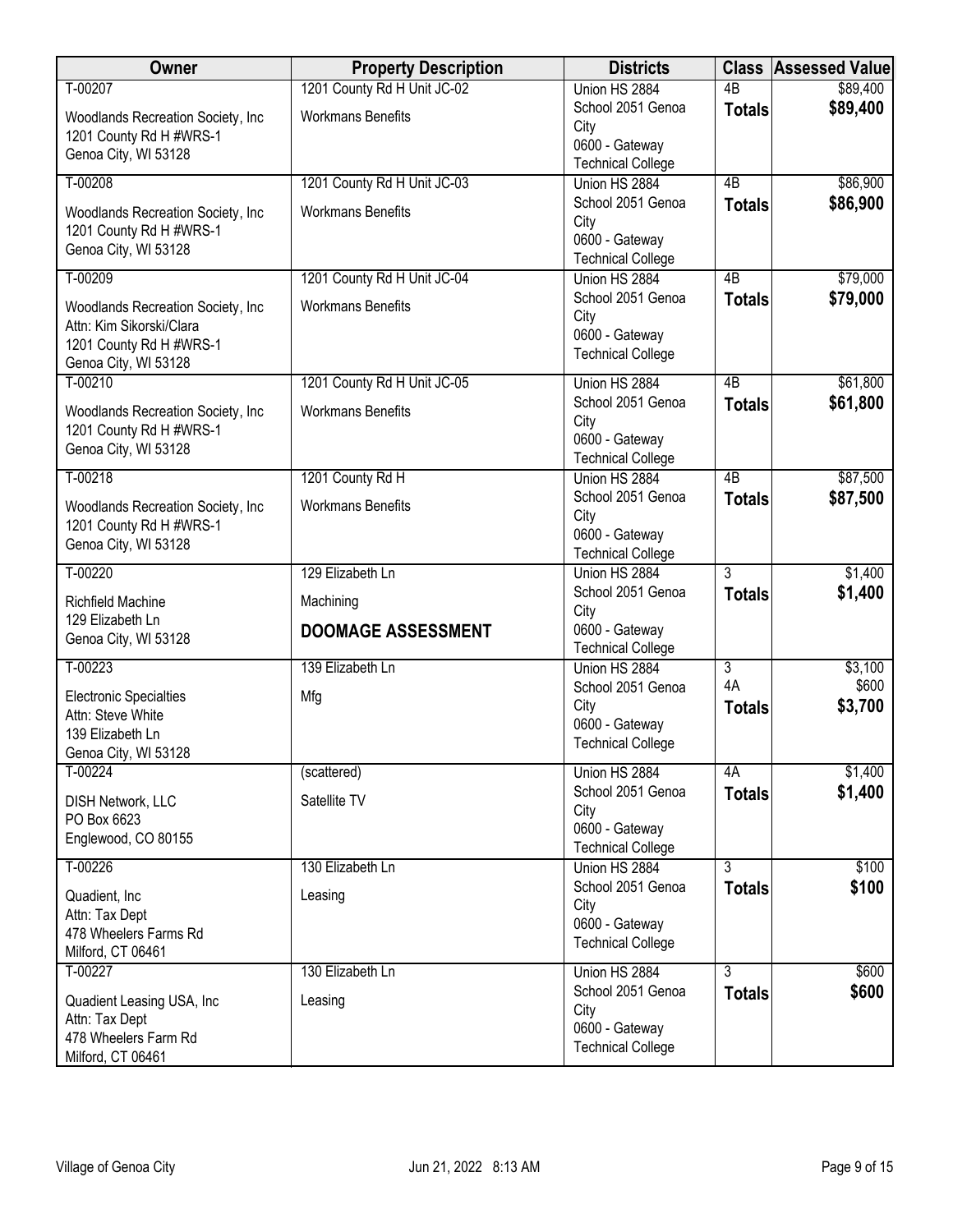| Owner | Property Description | Districts | Class | Assessed Value |
|---|---|---|---|---|
| T-00207<br>Woodlands Recreation Society, Inc<br>1201 County Rd H #WRS-1<br>Genoa City, WI 53128 | 1201 County Rd H Unit JC-02<br>Workmans Benefits | Union HS 2884<br>School 2051 Genoa City<br>0600 - Gateway Technical College | 4B<br>**Totals** | $89,400<br>**$89,400** |
| T-00208<br>Woodlands Recreation Society, Inc<br>1201 County Rd H #WRS-1<br>Genoa City, WI 53128 | 1201 County Rd H Unit JC-03<br>Workmans Benefits | Union HS 2884<br>School 2051 Genoa City<br>0600 - Gateway Technical College | 4B<br>**Totals** | $86,900<br>**$86,900** |
| T-00209<br>Woodlands Recreation Society, Inc<br>Attn: Kim Sikorski/Clara<br>1201 County Rd H #WRS-1<br>Genoa City, WI 53128 | 1201 County Rd H Unit JC-04<br>Workmans Benefits | Union HS 2884<br>School 2051 Genoa City<br>0600 - Gateway Technical College | 4B<br>**Totals** | $79,000<br>**$79,000** |
| T-00210<br>Woodlands Recreation Society, Inc<br>1201 County Rd H #WRS-1<br>Genoa City, WI 53128 | 1201 County Rd H Unit JC-05<br>Workmans Benefits | Union HS 2884<br>School 2051 Genoa City<br>0600 - Gateway Technical College | 4B<br>**Totals** | $61,800<br>**$61,800** |
| T-00218<br>Woodlands Recreation Society, Inc<br>1201 County Rd H #WRS-1<br>Genoa City, WI 53128 | 1201 County Rd H<br>Workmans Benefits | Union HS 2884<br>School 2051 Genoa City<br>0600 - Gateway Technical College | 4B<br>**Totals** | $87,500<br>**$87,500** |
| T-00220<br>Richfield Machine<br>129 Elizabeth Ln<br>Genoa City, WI 53128 | 129 Elizabeth Ln<br>Machining<br>**DOOMAGE ASSESSMENT** | Union HS 2884<br>School 2051 Genoa City<br>0600 - Gateway Technical College | 3<br>**Totals** | $1,400<br>**$1,400** |
| T-00223<br>Electronic Specialties<br>Attn: Steve White<br>139 Elizabeth Ln<br>Genoa City, WI 53128 | 139 Elizabeth Ln<br>Mfg | Union HS 2884<br>School 2051 Genoa City<br>0600 - Gateway Technical College | 3<br>4A<br>**Totals** | $3,100<br>$600<br>**$3,700** |
| T-00224<br>DISH Network, LLC<br>PO Box 6623<br>Englewood, CO 80155 | (scattered)<br>Satellite TV | Union HS 2884<br>School 2051 Genoa City<br>0600 - Gateway Technical College | 4A<br>**Totals** | $1,400<br>**$1,400** |
| T-00226<br>Quadient, Inc<br>Attn: Tax Dept<br>478 Wheelers Farms Rd<br>Milford, CT 06461 | 130 Elizabeth Ln<br>Leasing | Union HS 2884<br>School 2051 Genoa City<br>0600 - Gateway Technical College | 3<br>**Totals** | $100<br>**$100** |
| T-00227<br>Quadient Leasing USA, Inc<br>Attn: Tax Dept<br>478 Wheelers Farm Rd<br>Milford, CT 06461 | 130 Elizabeth Ln<br>Leasing | Union HS 2884<br>School 2051 Genoa City<br>0600 - Gateway Technical College | 3<br>**Totals** | $600<br>**$600** |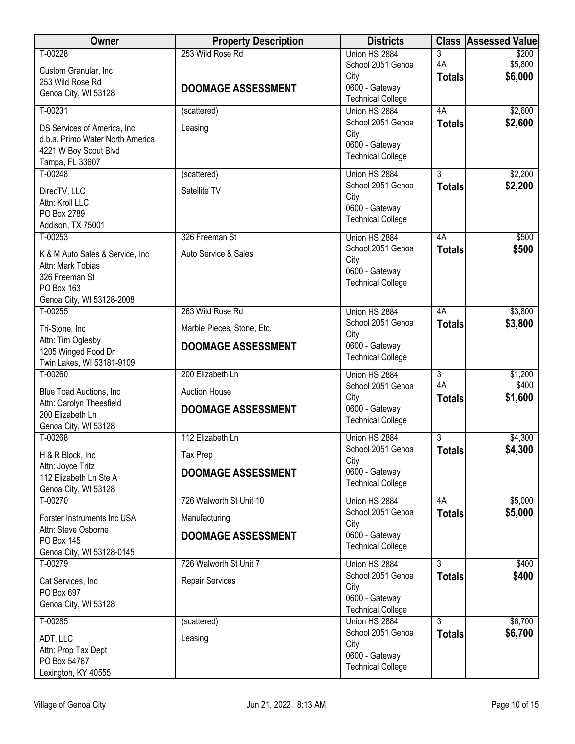| Owner | Property Description | Districts | Class | Assessed Value |
|---|---|---|---|---|
| T-00228<br>Custom Granular, Inc<br>253 Wild Rose Rd<br>Genoa City, WI 53128 | 253 Wild Rose Rd<br>**DOOMAGE ASSESSMENT** | Union HS 2884<br>School 2051 Genoa City<br>0600 - Gateway Technical College | 3<br>4A<br>**Totals** | $200<br>$5,800<br>**$6,000** |
| T-00231<br>DS Services of America, Inc<br>d.b.a. Primo Water North America<br>4221 W Boy Scout Blvd<br>Tampa, FL 33607 | (scattered)<br>Leasing | Union HS 2884<br>School 2051 Genoa City<br>0600 - Gateway Technical College | 4A<br>**Totals** | $2,600<br>**$2,600** |
| T-00248<br>DirecTV, LLC<br>Attn: Kroll LLC<br>PO Box 2789<br>Addison, TX 75001 | (scattered)<br>Satellite TV | Union HS 2884<br>School 2051 Genoa City<br>0600 - Gateway Technical College | 3<br>**Totals** | $2,200<br>**$2,200** |
| T-00253<br>K & M Auto Sales & Service, Inc<br>Attn: Mark Tobias<br>326 Freeman St<br>PO Box 163<br>Genoa City, WI 53128-2008 | 326 Freeman St<br>Auto Service & Sales | Union HS 2884<br>School 2051 Genoa City<br>0600 - Gateway Technical College | 4A<br>**Totals** | $500<br>**$500** |
| T-00255<br>Tri-Stone, Inc<br>Attn: Tim Oglesby<br>1205 Winged Food Dr<br>Twin Lakes, WI 53181-9109 | 263 Wild Rose Rd<br>Marble Pieces, Stone, Etc.<br>**DOOMAGE ASSESSMENT** | Union HS 2884<br>School 2051 Genoa City<br>0600 - Gateway Technical College | 4A<br>**Totals** | $3,800<br>**$3,800** |
| T-00260<br>Blue Toad Auctions, Inc<br>Attn: Carolyn Theesfield<br>200 Elizabeth Ln<br>Genoa City, WI 53128 | 200 Elizabeth Ln<br>Auction House<br>**DOOMAGE ASSESSMENT** | Union HS 2884<br>School 2051 Genoa City<br>0600 - Gateway Technical College | 3<br>4A<br>**Totals** | $1,200<br>$400<br>**$1,600** |
| T-00268<br>H & R Block, Inc<br>Attn: Joyce Tritz<br>112 Elizabeth Ln Ste A<br>Genoa City, WI 53128 | 112 Elizabeth Ln<br>Tax Prep<br>**DOOMAGE ASSESSMENT** | Union HS 2884<br>School 2051 Genoa City<br>0600 - Gateway Technical College | 3<br>**Totals** | $4,300<br>**$4,300** |
| T-00270<br>Forster Instruments Inc USA<br>Attn: Steve Osborne<br>PO Box 145<br>Genoa City, WI 53128-0145 | 726 Walworth St Unit 10<br>Manufacturing<br>**DOOMAGE ASSESSMENT** | Union HS 2884<br>School 2051 Genoa City<br>0600 - Gateway Technical College | 4A<br>**Totals** | $5,000<br>**$5,000** |
| T-00279<br>Cat Services, Inc<br>PO Box 697<br>Genoa City, WI 53128 | 726 Walworth St Unit 7<br>Repair Services | Union HS 2884<br>School 2051 Genoa City<br>0600 - Gateway Technical College | 3<br>**Totals** | $400<br>**$400** |
| T-00285<br>ADT, LLC<br>Attn: Prop Tax Dept<br>PO Box 54767<br>Lexington, KY 40555 | (scattered)<br>Leasing | Union HS 2884<br>School 2051 Genoa City<br>0600 - Gateway Technical College | 3<br>**Totals** | $6,700<br>**$6,700** |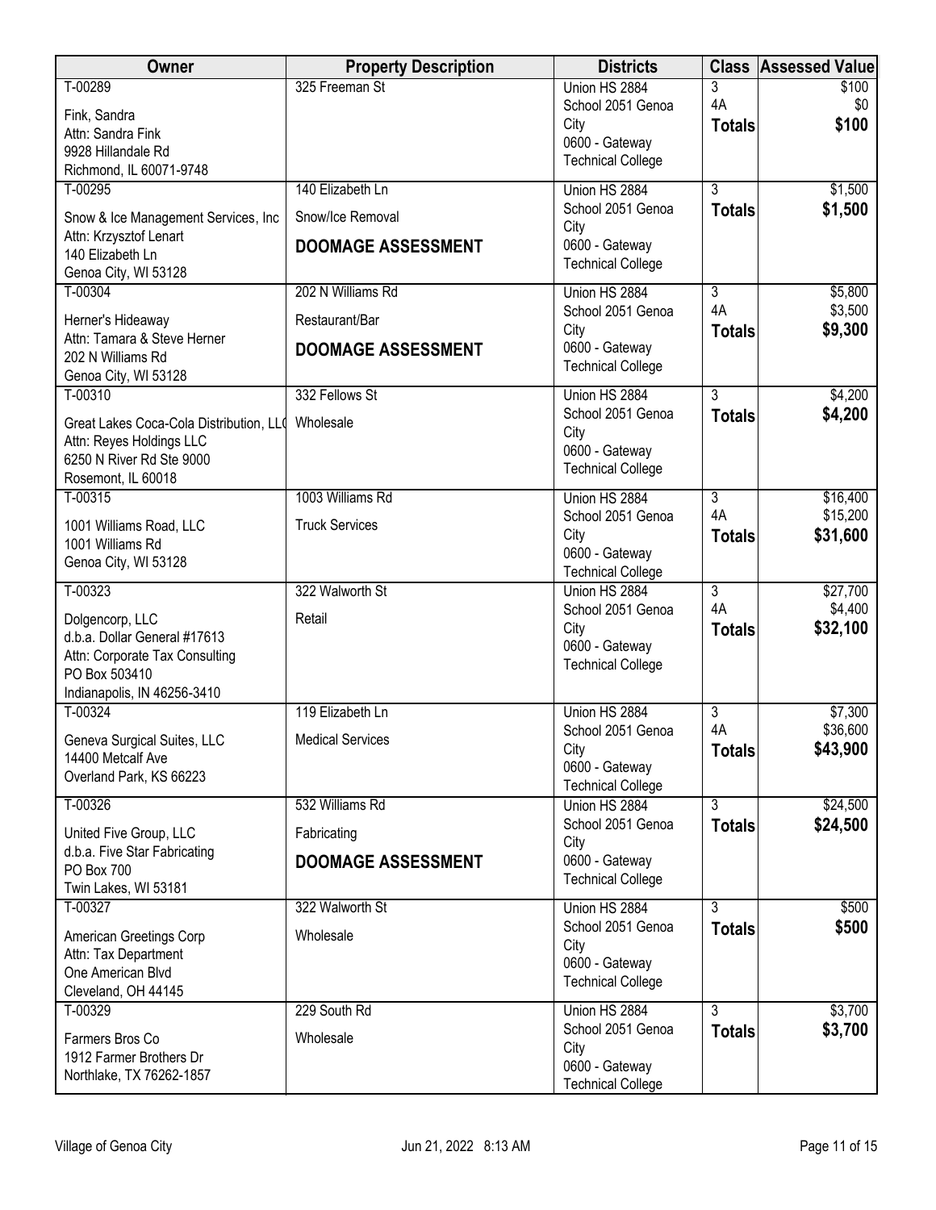| Owner | Property Description | Districts | Class | Assessed Value |
|---|---|---|---|---|
| T-00289<br>Fink, Sandra<br>Attn: Sandra Fink<br>9928 Hillandale Rd<br>Richmond, IL 60071-9748 | 325 Freeman St | Union HS 2884<br>School 2051 Genoa City<br>0600 - Gateway Technical College | 3<br>4A<br>**Totals** | $100<br>$0<br>**$100** |
| T-00295<br>Snow & Ice Management Services, Inc<br>Attn: Krzysztof Lenart<br>140 Elizabeth Ln<br>Genoa City, WI 53128 | 140 Elizabeth Ln<br>Snow/Ice Removal<br>**DOOMAGE ASSESSMENT** | Union HS 2884<br>School 2051 Genoa City<br>0600 - Gateway Technical College | 3<br>**Totals** | $1,500<br>**$1,500** |
| T-00304<br>Herner's Hideaway<br>Attn: Tamara & Steve Herner<br>202 N Williams Rd<br>Genoa City, WI 53128 | 202 N Williams Rd<br>Restaurant/Bar<br>**DOOMAGE ASSESSMENT** | Union HS 2884<br>School 2051 Genoa City<br>0600 - Gateway Technical College | 3<br>4A<br>**Totals** | $5,800<br>$3,500<br>**$9,300** |
| T-00310<br>Great Lakes Coca-Cola Distribution, LLC<br>Attn: Reyes Holdings LLC<br>6250 N River Rd Ste 9000<br>Rosemont, IL 60018 | 332 Fellows St<br>Wholesale | Union HS 2884<br>School 2051 Genoa City<br>0600 - Gateway Technical College | 3<br>**Totals** | $4,200<br>**$4,200** |
| T-00315<br>1001 Williams Road, LLC<br>1001 Williams Rd<br>Genoa City, WI 53128 | 1003 Williams Rd<br>Truck Services | Union HS 2884<br>School 2051 Genoa City<br>0600 - Gateway Technical College | 3<br>4A<br>**Totals** | $16,400<br>$15,200<br>**$31,600** |
| T-00323<br>Dolgencorp, LLC<br>d.b.a. Dollar General #17613<br>Attn: Corporate Tax Consulting<br>PO Box 503410<br>Indianapolis, IN 46256-3410 | 322 Walworth St<br>Retail | Union HS 2884<br>School 2051 Genoa City<br>0600 - Gateway Technical College | 3<br>4A<br>**Totals** | $27,700<br>$4,400<br>**$32,100** |
| T-00324<br>Geneva Surgical Suites, LLC<br>14400 Metcalf Ave<br>Overland Park, KS 66223 | 119 Elizabeth Ln<br>Medical Services | Union HS 2884<br>School 2051 Genoa City<br>0600 - Gateway Technical College | 3<br>4A<br>**Totals** | $7,300<br>$36,600<br>**$43,900** |
| T-00326<br>United Five Group, LLC<br>d.b.a. Five Star Fabricating<br>PO Box 700<br>Twin Lakes, WI 53181 | 532 Williams Rd<br>Fabricating<br>**DOOMAGE ASSESSMENT** | Union HS 2884<br>School 2051 Genoa City<br>0600 - Gateway Technical College | 3<br>**Totals** | $24,500<br>**$24,500** |
| T-00327<br>American Greetings Corp<br>Attn: Tax Department<br>One American Blvd<br>Cleveland, OH 44145 | 322 Walworth St<br>Wholesale | Union HS 2884<br>School 2051 Genoa City<br>0600 - Gateway Technical College | 3<br>**Totals** | $500<br>**$500** |
| T-00329<br>Farmers Bros Co<br>1912 Farmer Brothers Dr<br>Northlake, TX 76262-1857 | 229 South Rd<br>Wholesale | Union HS 2884<br>School 2051 Genoa City<br>0600 - Gateway Technical College | 3<br>**Totals** | $3,700<br>**$3,700** |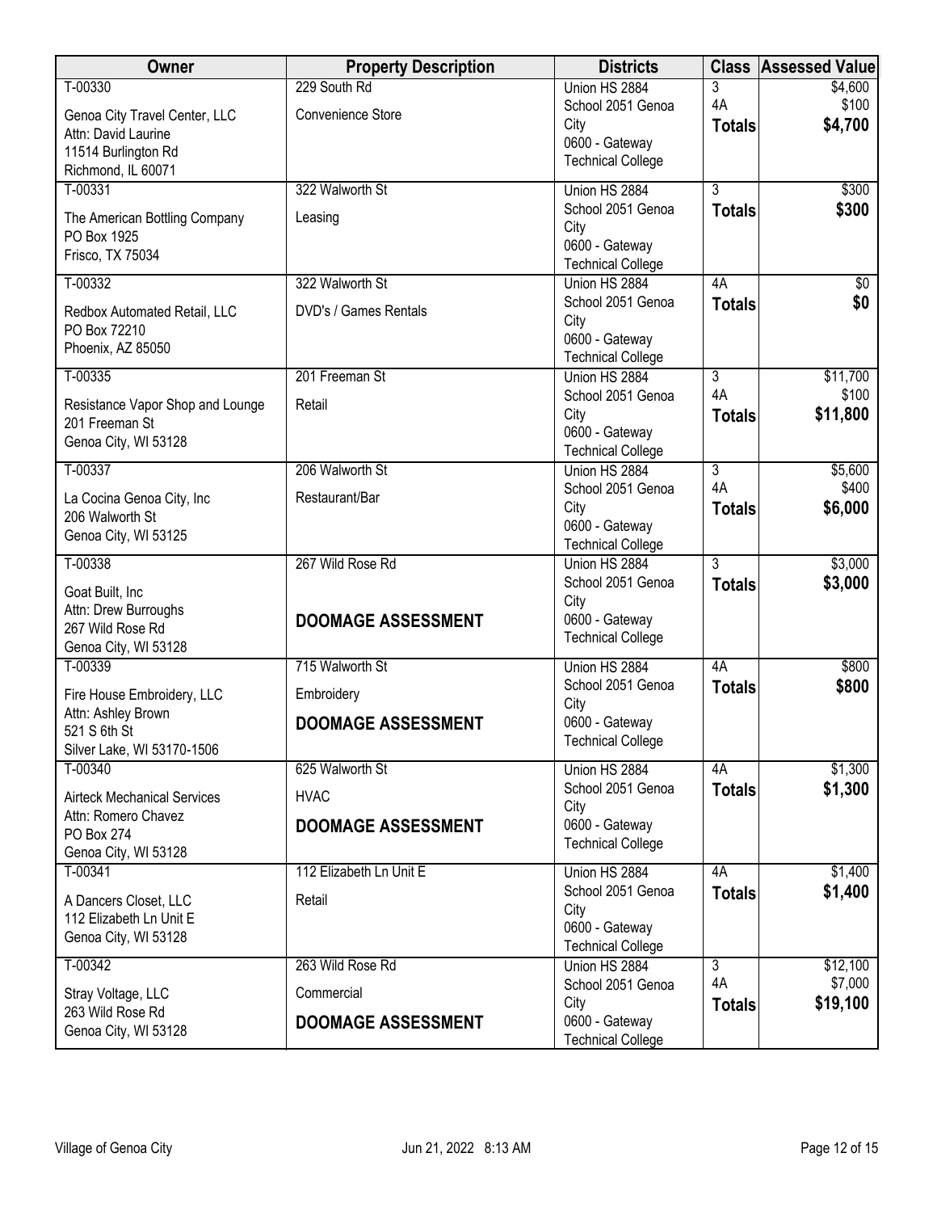| Owner | Property Description | Districts | Class | Assessed Value |
|---|---|---|---|---|
| T-00330<br>Genoa City Travel Center, LLC<br>Attn: David Laurine<br>11514 Burlington Rd<br>Richmond, IL 60071 | 229 South Rd<br>Convenience Store | Union HS 2884<br>School 2051 Genoa City<br>0600 - Gateway Technical College | 3<br>4A<br>**Totals** | $4,600<br>$100<br>**$4,700** |
| T-00331<br>The American Bottling Company<br>PO Box 1925<br>Frisco, TX 75034 | 322 Walworth St<br>Leasing | Union HS 2884<br>School 2051 Genoa City<br>0600 - Gateway Technical College | 3<br>**Totals** | $300<br>**$300** |
| T-00332<br>Redbox Automated Retail, LLC<br>PO Box 72210<br>Phoenix, AZ 85050 | 322 Walworth St<br>DVD's / Games Rentals | Union HS 2884<br>School 2051 Genoa City<br>0600 - Gateway Technical College | 4A<br>**Totals** | $0<br>**$0** |
| T-00335<br>Resistance Vapor Shop and Lounge<br>201 Freeman St<br>Genoa City, WI 53128 | 201 Freeman St<br>Retail | Union HS 2884<br>School 2051 Genoa City<br>0600 - Gateway Technical College | 3<br>4A<br>**Totals** | $11,700<br>$100<br>**$11,800** |
| T-00337<br>La Cocina Genoa City, Inc<br>206 Walworth St<br>Genoa City, WI 53125 | 206 Walworth St<br>Restaurant/Bar | Union HS 2884<br>School 2051 Genoa City<br>0600 - Gateway Technical College | 3<br>4A<br>**Totals** | $5,600<br>$400<br>**$6,000** |
| T-00338<br>Goat Built, Inc<br>Attn: Drew Burroughs<br>267 Wild Rose Rd<br>Genoa City, WI 53128 | 267 Wild Rose Rd<br>**DOOMAGE ASSESSMENT** | Union HS 2884<br>School 2051 Genoa City<br>0600 - Gateway Technical College | 3<br>**Totals** | $3,000<br>**$3,000** |
| T-00339<br>Fire House Embroidery, LLC<br>Attn: Ashley Brown<br>521 S 6th St<br>Silver Lake, WI 53170-1506 | 715 Walworth St<br>Embroidery<br>**DOOMAGE ASSESSMENT** | Union HS 2884<br>School 2051 Genoa City<br>0600 - Gateway Technical College | 4A<br>**Totals** | $800<br>**$800** |
| T-00340<br>Airteck Mechanical Services<br>Attn: Romero Chavez<br>PO Box 274<br>Genoa City, WI 53128 | 625 Walworth St<br>HVAC<br>**DOOMAGE ASSESSMENT** | Union HS 2884<br>School 2051 Genoa City<br>0600 - Gateway Technical College | 4A<br>**Totals** | $1,300<br>**$1,300** |
| T-00341<br>A Dancers Closet, LLC<br>112 Elizabeth Ln Unit E<br>Genoa City, WI 53128 | 112 Elizabeth Ln Unit E<br>Retail | Union HS 2884<br>School 2051 Genoa City<br>0600 - Gateway Technical College | 4A<br>**Totals** | $1,400<br>**$1,400** |
| T-00342<br>Stray Voltage, LLC<br>263 Wild Rose Rd<br>Genoa City, WI 53128 | 263 Wild Rose Rd<br>Commercial<br>**DOOMAGE ASSESSMENT** | Union HS 2884<br>School 2051 Genoa City<br>0600 - Gateway Technical College | 3<br>4A<br>**Totals** | $12,100<br>$7,000<br>**$19,100** |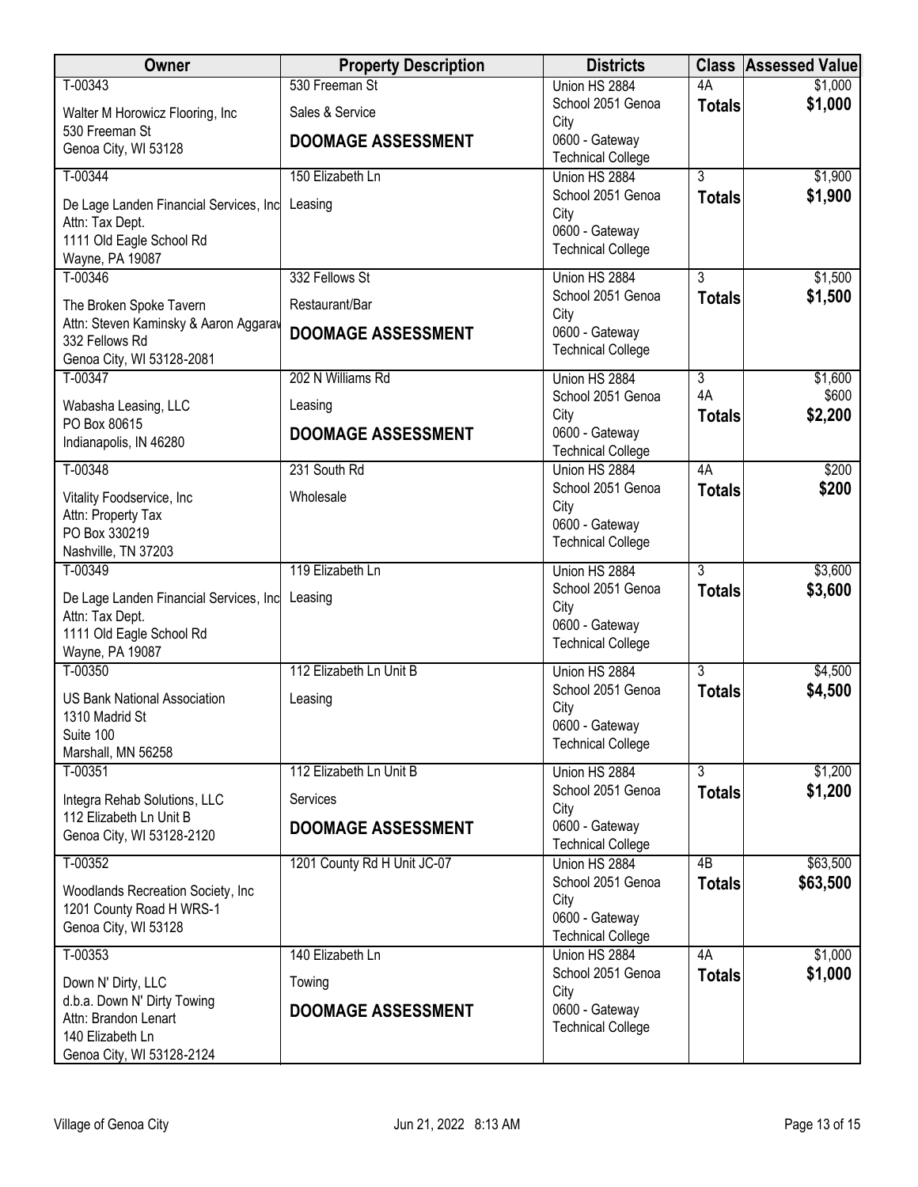| Owner | Property Description | Districts | Class | Assessed Value |
|---|---|---|---|---|
| T-00343<br>Walter M Horowicz Flooring, Inc<br>530 Freeman St<br>Genoa City, WI 53128 | 530 Freeman St<br>Sales & Service<br>**DOOMAGE ASSESSMENT** | Union HS 2884<br>School 2051 Genoa City<br>0600 - Gateway Technical College | 4A<br>**Totals** | $1,000<br>**$1,000** |
| T-00344<br>De Lage Landen Financial Services, Inc<br>Attn: Tax Dept.<br>1111 Old Eagle School Rd<br>Wayne, PA 19087 | 150 Elizabeth Ln<br>Leasing | Union HS 2884<br>School 2051 Genoa City<br>0600 - Gateway Technical College | 3<br>**Totals** | $1,900<br>**$1,900** |
| T-00346<br>The Broken Spoke Tavern<br>Attn: Steven Kaminsky & Aaron Aggarav<br>332 Fellows Rd<br>Genoa City, WI 53128-2081 | 332 Fellows St<br>Restaurant/Bar<br>**DOOMAGE ASSESSMENT** | Union HS 2884<br>School 2051 Genoa City<br>0600 - Gateway Technical College | 3<br>**Totals** | $1,500<br>**$1,500** |
| T-00347<br>Wabasha Leasing, LLC<br>PO Box 80615<br>Indianapolis, IN 46280 | 202 N Williams Rd<br>Leasing<br>**DOOMAGE ASSESSMENT** | Union HS 2884<br>School 2051 Genoa City<br>0600 - Gateway Technical College | 3<br>4A<br>**Totals** | $1,600<br>$600<br>**$2,200** |
| T-00348<br>Vitality Foodservice, Inc<br>Attn: Property Tax<br>PO Box 330219<br>Nashville, TN 37203 | 231 South Rd<br>Wholesale | Union HS 2884<br>School 2051 Genoa City<br>0600 - Gateway Technical College | 4A<br>**Totals** | $200<br>**$200** |
| T-00349<br>De Lage Landen Financial Services, Inc<br>Attn: Tax Dept.<br>1111 Old Eagle School Rd<br>Wayne, PA 19087 | 119 Elizabeth Ln<br>Leasing | Union HS 2884<br>School 2051 Genoa City<br>0600 - Gateway Technical College | 3<br>**Totals** | $3,600<br>**$3,600** |
| T-00350<br>US Bank National Association<br>1310 Madrid St<br>Suite 100<br>Marshall, MN 56258 | 112 Elizabeth Ln Unit B<br>Leasing | Union HS 2884<br>School 2051 Genoa City<br>0600 - Gateway Technical College | 3<br>**Totals** | $4,500<br>**$4,500** |
| T-00351<br>Integra Rehab Solutions, LLC<br>112 Elizabeth Ln Unit B<br>Genoa City, WI 53128-2120 | 112 Elizabeth Ln Unit B<br>Services<br>**DOOMAGE ASSESSMENT** | Union HS 2884<br>School 2051 Genoa City<br>0600 - Gateway Technical College | 3<br>**Totals** | $1,200<br>**$1,200** |
| T-00352<br>Woodlands Recreation Society, Inc<br>1201 County Road H WRS-1<br>Genoa City, WI 53128 | 1201 County Rd H Unit JC-07 | Union HS 2884<br>School 2051 Genoa City<br>0600 - Gateway Technical College | 4B<br>**Totals** | $63,500<br>**$63,500** |
| T-00353<br>Down N' Dirty, LLC<br>d.b.a. Down N' Dirty Towing<br>Attn: Brandon Lenart<br>140 Elizabeth Ln<br>Genoa City, WI 53128-2124 | 140 Elizabeth Ln<br>Towing<br>**DOOMAGE ASSESSMENT** | Union HS 2884<br>School 2051 Genoa City<br>0600 - Gateway Technical College | 4A<br>**Totals** | $1,000<br>**$1,000** |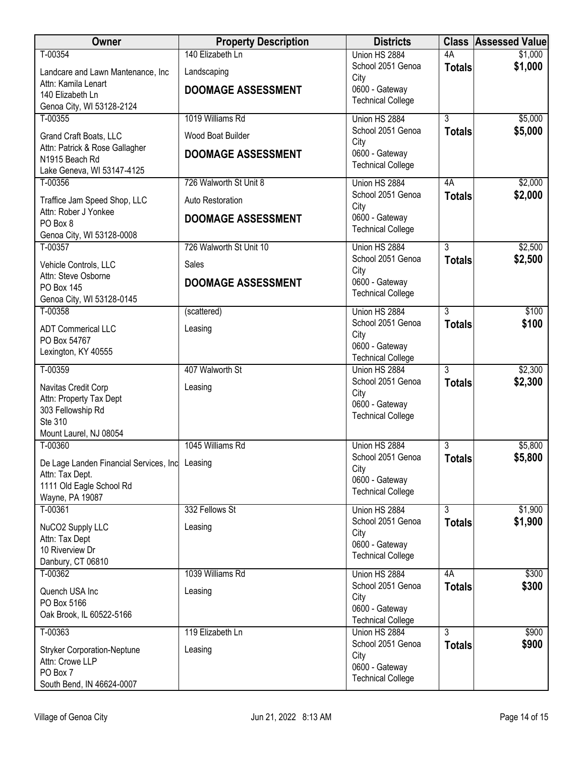| Owner | Property Description | Districts | Class | Assessed Value |
|---|---|---|---|---|
| T-00354<br>Landcare and Lawn Mantenance, Inc<br>Attn: Kamila Lenart<br>140 Elizabeth Ln<br>Genoa City, WI 53128-2124 | 140 Elizabeth Ln<br>Landscaping<br>**DOOMAGE ASSESSMENT** | Union HS 2884<br>School 2051 Genoa City<br>0600 - Gateway Technical College | 4A<br>**Totals** | $1,000<br>**$1,000** |
| T-00355<br>Grand Craft Boats, LLC<br>Attn: Patrick & Rose Gallagher<br>N1915 Beach Rd<br>Lake Geneva, WI 53147-4125 | 1019 Williams Rd<br>Wood Boat Builder<br>**DOOMAGE ASSESSMENT** | Union HS 2884<br>School 2051 Genoa City<br>0600 - Gateway Technical College | 3<br>**Totals** | $5,000<br>**$5,000** |
| T-00356<br>Traffice Jam Speed Shop, LLC<br>Attn: Rober J Yonkee<br>PO Box 8<br>Genoa City, WI 53128-0008 | 726 Walworth St Unit 8<br>Auto Restoration<br>**DOOMAGE ASSESSMENT** | Union HS 2884<br>School 2051 Genoa City<br>0600 - Gateway Technical College | 4A<br>**Totals** | $2,000<br>**$2,000** |
| T-00357<br>Vehicle Controls, LLC<br>Attn: Steve Osborne<br>PO Box 145<br>Genoa City, WI 53128-0145 | 726 Walworth St Unit 10<br>Sales<br>**DOOMAGE ASSESSMENT** | Union HS 2884<br>School 2051 Genoa City<br>0600 - Gateway Technical College | 3<br>**Totals** | $2,500<br>**$2,500** |
| T-00358<br>ADT Commerical LLC<br>PO Box 54767<br>Lexington, KY 40555 | (scattered)<br>Leasing | Union HS 2884<br>School 2051 Genoa City<br>0600 - Gateway Technical College | 3<br>**Totals** | $100<br>**$100** |
| T-00359<br>Navitas Credit Corp<br>Attn: Property Tax Dept<br>303 Fellowship Rd<br>Ste 310<br>Mount Laurel, NJ 08054 | 407 Walworth St<br>Leasing | Union HS 2884<br>School 2051 Genoa City<br>0600 - Gateway Technical College | 3<br>**Totals** | $2,300<br>**$2,300** |
| T-00360<br>De Lage Landen Financial Services, Inc<br>Attn: Tax Dept.<br>1111 Old Eagle School Rd<br>Wayne, PA 19087 | 1045 Williams Rd<br>Leasing | Union HS 2884<br>School 2051 Genoa City<br>0600 - Gateway Technical College | 3<br>**Totals** | $5,800<br>**$5,800** |
| T-00361<br>NuCO2 Supply LLC<br>Attn: Tax Dept<br>10 Riverview Dr<br>Danbury, CT 06810 | 332 Fellows St<br>Leasing | Union HS 2884<br>School 2051 Genoa City<br>0600 - Gateway Technical College | 3<br>**Totals** | $1,900<br>**$1,900** |
| T-00362<br>Quench USA Inc<br>PO Box 5166<br>Oak Brook, IL 60522-5166 | 1039 Williams Rd<br>Leasing | Union HS 2884<br>School 2051 Genoa City<br>0600 - Gateway Technical College | 4A<br>**Totals** | $300<br>**$300** |
| T-00363<br>Stryker Corporation-Neptune<br>Attn: Crowe LLP<br>PO Box 7<br>South Bend, IN 46624-0007 | 119 Elizabeth Ln<br>Leasing | Union HS 2884<br>School 2051 Genoa City<br>0600 - Gateway Technical College | 3<br>**Totals** | $900<br>**$900** |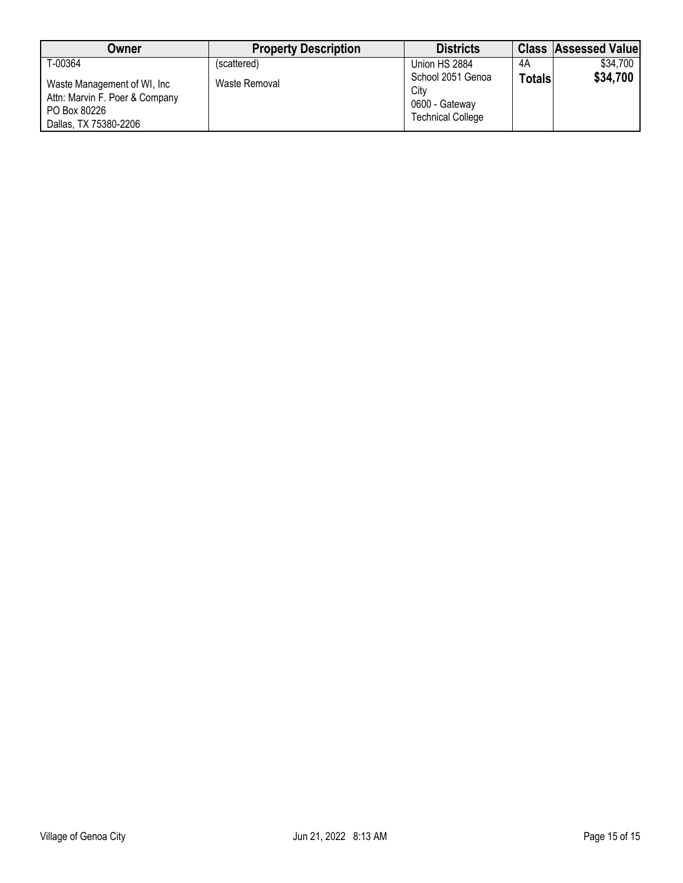| Owner | Property Description | Districts | Class | Assessed Value |
|---|---|---|---|---|
| T-00364<br><br>Waste Management of WI, Inc<br>Attn: Marvin F. Poer & Company<br>PO Box 80226<br>Dallas, TX 75380-2206 | (scattered)<br><br>Waste Removal | Union HS 2884<br>School 2051 Genoa City<br>0600 - Gateway Technical College | 4A<br>**Totals** | $34,700<br>**$34,700** |